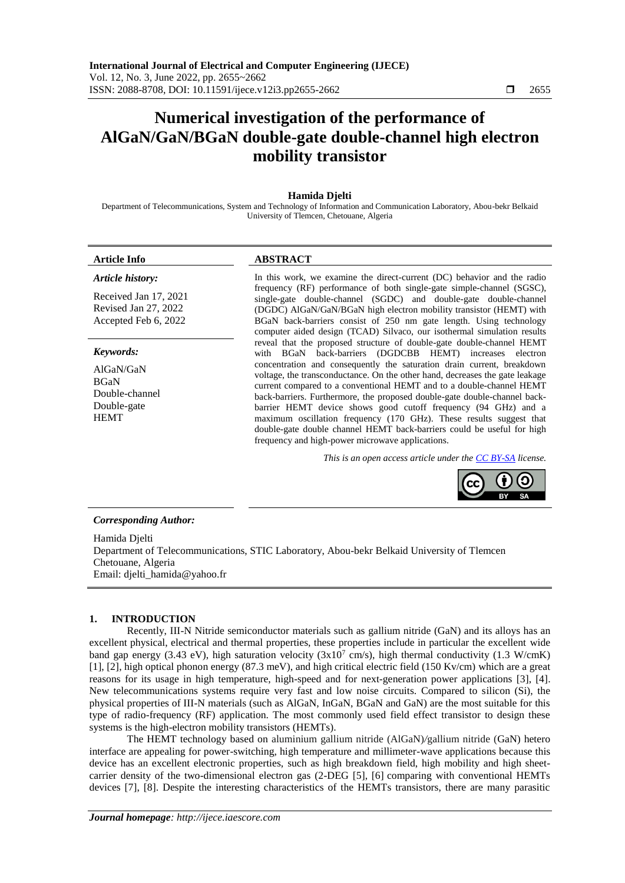# Numerical investigation of the performance of AlGaN/GaN/BGaN double-gate double-channel high electron mobility transistor

**Hamida Djelti**

Department of Telecommunications, System and Technology of Information and Communication Laboratory, Abou-bekr Belkaid University of Tlemcen, Chetouane, Algeria

---

**Article Info**

*Article history:*

Received Jan 17, 2021
Revised Jan 27, 2022
Accepted Feb 6, 2022

*Keywords:*

AlGaN/GaN
BGaN
Double-channel
Double-gate
HEMT

**ABSTRACT**

In this work, we examine the direct-current (DC) behavior and the radio frequency (RF) performance of both single-gate simple-channel (SGSC), single-gate double-channel (SGDC) and double-gate double-channel (DGDC) AlGaN/GaN/BGaN high electron mobility transistor (HEMT) with BGaN back-barriers consist of 250 nm gate length. Using technology computer aided design (TCAD) Silvaco, our isothermal simulation results reveal that the proposed structure of double-gate double-channel HEMT with BGaN back-barriers (DGDCBB HEMT) increases electron concentration and consequently the saturation drain current, breakdown voltage, the transconductance. On the other hand, decreases the gate leakage current compared to a conventional HEMT and to a double-channel HEMT back-barriers. Furthermore, the proposed double-gate double-channel back-barrier HEMT device shows good cutoff frequency (94 GHz) and a maximum oscillation frequency (170 GHz). These results suggest that double-gate double channel HEMT back-barriers could be useful for high frequency and high-power microwave applications.

*This is an open access article under the CC BY-SA license.*

---

***Corresponding Author:***

Hamida Djelti
Department of Telecommunications, STIC Laboratory, Abou-bekr Belkaid University of Tlemcen
Chetouane, Algeria
Email: djelti_hamida@yahoo.fr

---

## 1. INTRODUCTION

Recently, III-N Nitride semiconductor materials such as gallium nitride (GaN) and its alloys has an excellent physical, electrical and thermal properties, these properties include in particular the excellent wide band gap energy (3.43 eV), high saturation velocity ($3x10^7$ cm/s), high thermal conductivity (1.3 W/cmK) [1], [2], high optical phonon energy (87.3 meV), and high critical electric field (150 Kv/cm) which are a great reasons for its usage in high temperature, high-speed and for next-generation power applications [3], [4]. New telecommunications systems require very fast and low noise circuits. Compared to silicon (Si), the physical properties of III-N materials (such as AlGaN, InGaN, BGaN and GaN) are the most suitable for this type of radio-frequency (RF) application. The most commonly used field effect transistor to design these systems is the high-electron mobility transistors (HEMTs).

The HEMT technology based on aluminium gallium nitride (AlGaN)/gallium nitride (GaN) hetero interface are appealing for power-switching, high temperature and millimeter-wave applications because this device has an excellent electronic properties, such as high breakdown field, high mobility and high sheet-carrier density of the two-dimensional electron gas (2-DEG [5], [6] comparing with conventional HEMTs devices [7], [8]. Despite the interesting characteristics of the HEMTs transistors, there are many parasitic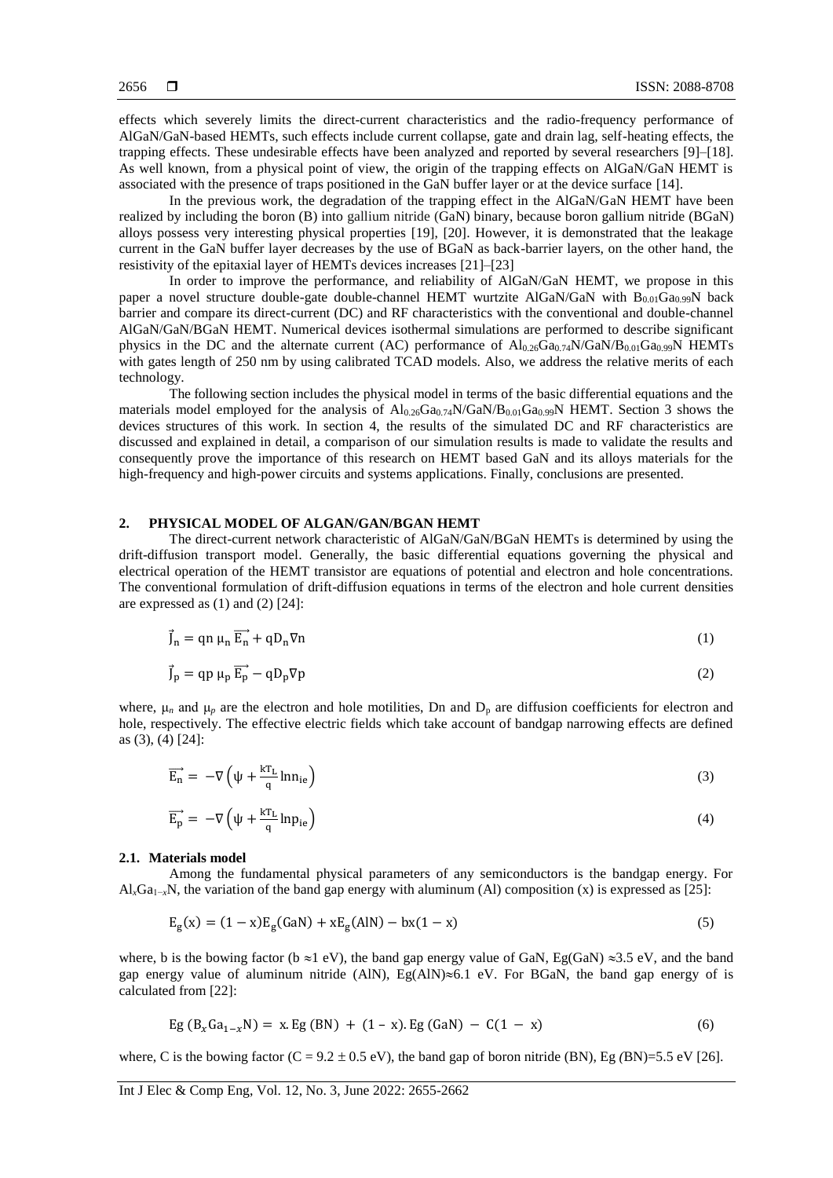effects which severely limits the direct-current characteristics and the radio-frequency performance of AlGaN/GaN-based HEMTs, such effects include current collapse, gate and drain lag, self-heating effects, the trapping effects. These undesirable effects have been analyzed and reported by several researchers [9]–[18]. As well known, from a physical point of view, the origin of the trapping effects on AlGaN/GaN HEMT is associated with the presence of traps positioned in the GaN buffer layer or at the device surface [14].

In the previous work, the degradation of the trapping effect in the AlGaN/GaN HEMT have been realized by including the boron (B) into gallium nitride (GaN) binary, because boron gallium nitride (BGaN) alloys possess very interesting physical properties [19], [20]. However, it is demonstrated that the leakage current in the GaN buffer layer decreases by the use of BGaN as back-barrier layers, on the other hand, the resistivity of the epitaxial layer of HEMTs devices increases [21]–[23]

In order to improve the performance, and reliability of AlGaN/GaN HEMT, we propose in this paper a novel structure double-gate double-channel HEMT wurtzite AlGaN/GaN with $B_{0.01}Ga_{0.99}N$ back barrier and compare its direct-current (DC) and RF characteristics with the conventional and double-channel AlGaN/GaN/BGaN HEMT. Numerical devices isothermal simulations are performed to describe significant physics in the DC and the alternate current (AC) performance of $Al_{0.26}Ga_{0.74}N/GaN/B_{0.01}Ga_{0.99}N$ HEMTs with gates length of 250 nm by using calibrated TCAD models. Also, we address the relative merits of each technology.

The following section includes the physical model in terms of the basic differential equations and the materials model employed for the analysis of $Al_{0.26}Ga_{0.74}N/GaN/B_{0.01}Ga_{0.99}N$ HEMT. Section 3 shows the devices structures of this work. In section 4, the results of the simulated DC and RF characteristics are discussed and explained in detail, a comparison of our simulation results is made to validate the results and consequently prove the importance of this research on HEMT based GaN and its alloys materials for the high-frequency and high-power circuits and systems applications. Finally, conclusions are presented.

## 2. PHYSICAL MODEL OF ALGAN/GAN/BGAN HEMT

The direct-current network characteristic of AlGaN/GaN/BGaN HEMTs is determined by using the drift-diffusion transport model. Generally, the basic differential equations governing the physical and electrical operation of the HEMT transistor are equations of potential and electron and hole concentrations. The conventional formulation of drift-diffusion equations in terms of the electron and hole current densities are expressed as (1) and (2) [24]:

$$\vec{J}_n = qn\,\mu_n\,\overrightarrow{E_n} + qD_n\nabla n \tag{1}$$

$$\vec{J}_p = qp\,\mu_p\,\overrightarrow{E_p} - qD_p\nabla p \tag{2}$$

where, $\mu_n$ and $\mu_p$ are the electron and hole motilities, Dn and $D_p$ are diffusion coefficients for electron and hole, respectively. The effective electric fields which take account of bandgap narrowing effects are defined as (3), (4) [24]:

$$\overrightarrow{E_n} = -\nabla\left(\psi + \frac{kT_L}{q}\ln n_{ie}\right) \tag{3}$$

$$\overrightarrow{E_p} = -\nabla\left(\psi + \frac{kT_L}{q}\ln p_{ie}\right) \tag{4}$$

### 2.1. Materials model

Among the fundamental physical parameters of any semiconductors is the bandgap energy. For $Al_xGa_{1-x}N$, the variation of the band gap energy with aluminum (Al) composition (x) is expressed as [25]:

$$E_g(x) = (1-x)E_g(GaN) + xE_g(AlN) - bx(1-x) \tag{5}$$

where, b is the bowing factor (b ≈1 eV), the band gap energy value of GaN, Eg(GaN) ≈3.5 eV, and the band gap energy value of aluminum nitride (AlN), Eg(AlN)≈6.1 eV. For BGaN, the band gap energy of is calculated from [22]:

$$Eg\,(B_xGa_{1-x}N) = x.Eg\,(BN) + (1-x).Eg\,(GaN) - C(1-x) \tag{6}$$

where, C is the bowing factor (C = 9.2 ± 0.5 eV), the band gap of boron nitride (BN), Eg (BN)=5.5 eV [26].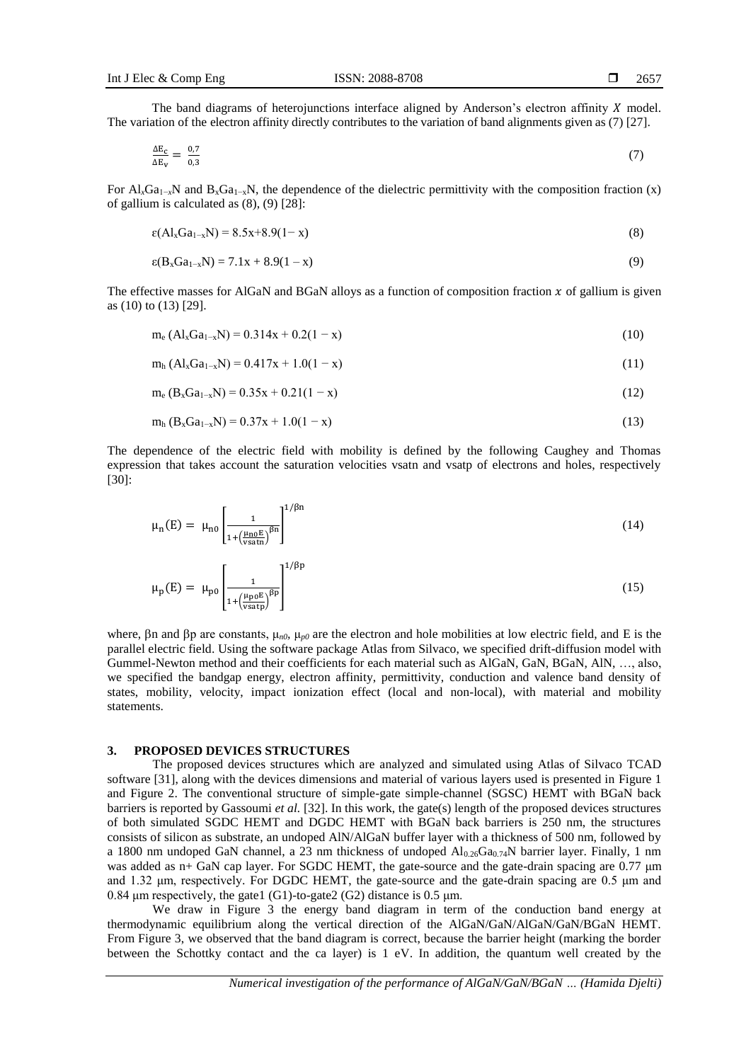The band diagrams of heterojunctions interface aligned by Anderson's electron affinity $X$ model. The variation of the electron affinity directly contributes to the variation of band alignments given as (7) [27].

$$\frac{\Delta E_c}{\Delta E_v} = \frac{0,7}{0,3} \tag{7}$$

For $Al_xGa_{1-x}N$ and $B_xGa_{1-x}N$, the dependence of the dielectric permittivity with the composition fraction (x) of gallium is calculated as (8), (9) [28]:

$$\varepsilon(Al_xGa_{1-x}N) = 8.5x + 8.9(1 - x) \tag{8}$$

$$\varepsilon(B_xGa_{1-x}N) = 7.1x + 8.9(1 - x) \tag{9}$$

The effective masses for AlGaN and BGaN alloys as a function of composition fraction $x$ of gallium is given as (10) to (13) [29].

$$m_e\,(Al_xGa_{1-x}N) = 0.314x + 0.2(1 - x) \tag{10}$$

$$m_h\,(Al_xGa_{1-x}N) = 0.417x + 1.0(1 - x) \tag{11}$$

$$m_e\,(B_xGa_{1-x}N) = 0.35x + 0.21(1 - x) \tag{12}$$

$$m_h\,(B_xGa_{1-x}N) = 0.37x + 1.0(1 - x) \tag{13}$$

The dependence of the electric field with mobility is defined by the following Caughey and Thomas expression that takes account the saturation velocities vsatn and vsatp of electrons and holes, respectively [30]:

$$\mu_n(E) = \mu_{n0}\left[\frac{1}{1+\left(\frac{\mu_{n0}E}{vsatn}\right)^{\beta n}}\right]^{1/\beta n} \tag{14}$$

$$\mu_p(E) = \mu_{p0}\left[\frac{1}{1+\left(\frac{\mu_{p0}E}{vsatp}\right)^{\beta p}}\right]^{1/\beta p} \tag{15}$$

where, $\beta n$ and $\beta p$ are constants, $\mu_{n0}$, $\mu_{p0}$ are the electron and hole mobilities at low electric field, and E is the parallel electric field. Using the software package Atlas from Silvaco, we specified drift-diffusion model with Gummel-Newton method and their coefficients for each material such as AlGaN, GaN, BGaN, AlN, …, also, we specified the bandgap energy, electron affinity, permittivity, conduction and valence band density of states, mobility, velocity, impact ionization effect (local and non-local), with material and mobility statements.

## 3. PROPOSED DEVICES STRUCTURES

The proposed devices structures which are analyzed and simulated using Atlas of Silvaco TCAD software [31], along with the devices dimensions and material of various layers used is presented in Figure 1 and Figure 2. The conventional structure of simple-gate simple-channel (SGSC) HEMT with BGaN back barriers is reported by Gassoumi *et al.* [32]. In this work, the gate(s) length of the proposed devices structures of both simulated SGDC HEMT and DGDC HEMT with BGaN back barriers is 250 nm, the structures consists of silicon as substrate, an undoped AlN/AlGaN buffer layer with a thickness of 500 nm, followed by a 1800 nm undoped GaN channel, a 23 nm thickness of undoped $Al_{0.26}Ga_{0.74}N$ barrier layer. Finally, 1 nm was added as n+ GaN cap layer. For SGDC HEMT, the gate-source and the gate-drain spacing are 0.77 μm and 1.32 μm, respectively. For DGDC HEMT, the gate-source and the gate-drain spacing are 0.5 μm and 0.84 μm respectively, the gate1 (G1)-to-gate2 (G2) distance is 0.5 μm.

We draw in Figure 3 the energy band diagram in term of the conduction band energy at thermodynamic equilibrium along the vertical direction of the AlGaN/GaN/AlGaN/GaN/BGaN HEMT. From Figure 3, we observed that the band diagram is correct, because the barrier height (marking the border between the Schottky contact and the ca layer) is 1 eV. In addition, the quantum well created by the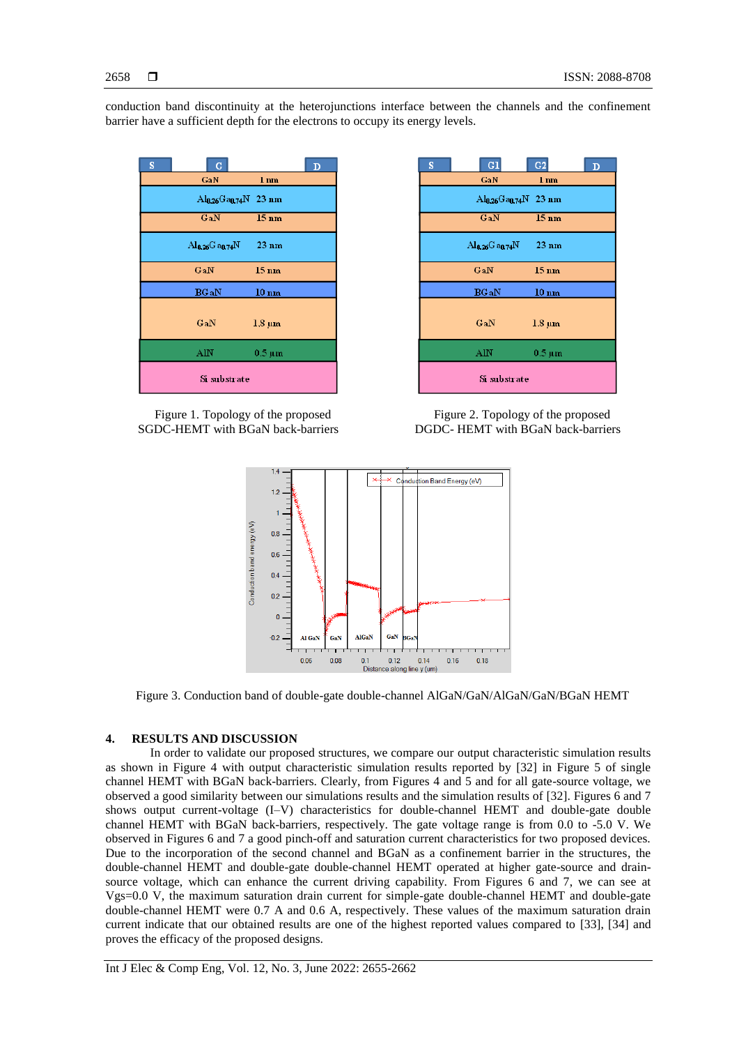conduction band discontinuity at the heterojunctions interface between the channels and the confinement barrier have a sufficient depth for the electrons to occupy its energy levels.

Figure 1. Topology of the proposed SGDC-HEMT with BGaN back-barriers

Figure 2. Topology of the proposed DGDC- HEMT with BGaN back-barriers

Figure 3. Conduction band of double-gate double-channel AlGaN/GaN/AlGaN/GaN/BGaN HEMT

## 4. RESULTS AND DISCUSSION

In order to validate our proposed structures, we compare our output characteristic simulation results as shown in Figure 4 with output characteristic simulation results reported by [32] in Figure 5 of single channel HEMT with BGaN back-barriers. Clearly, from Figures 4 and 5 and for all gate-source voltage, we observed a good similarity between our simulations results and the simulation results of [32]. Figures 6 and 7 shows output current-voltage (I–V) characteristics for double-channel HEMT and double-gate double channel HEMT with BGaN back-barriers, respectively. The gate voltage range is from 0.0 to -5.0 V. We observed in Figures 6 and 7 a good pinch-off and saturation current characteristics for two proposed devices. Due to the incorporation of the second channel and BGaN as a confinement barrier in the structures, the double-channel HEMT and double-gate double-channel HEMT operated at higher gate-source and drain-source voltage, which can enhance the current driving capability. From Figures 6 and 7, we can see at Vgs=0.0 V, the maximum saturation drain current for simple-gate double-channel HEMT and double-gate double-channel HEMT were 0.7 A and 0.6 A, respectively. These values of the maximum saturation drain current indicate that our obtained results are one of the highest reported values compared to [33], [34] and proves the efficacy of the proposed designs.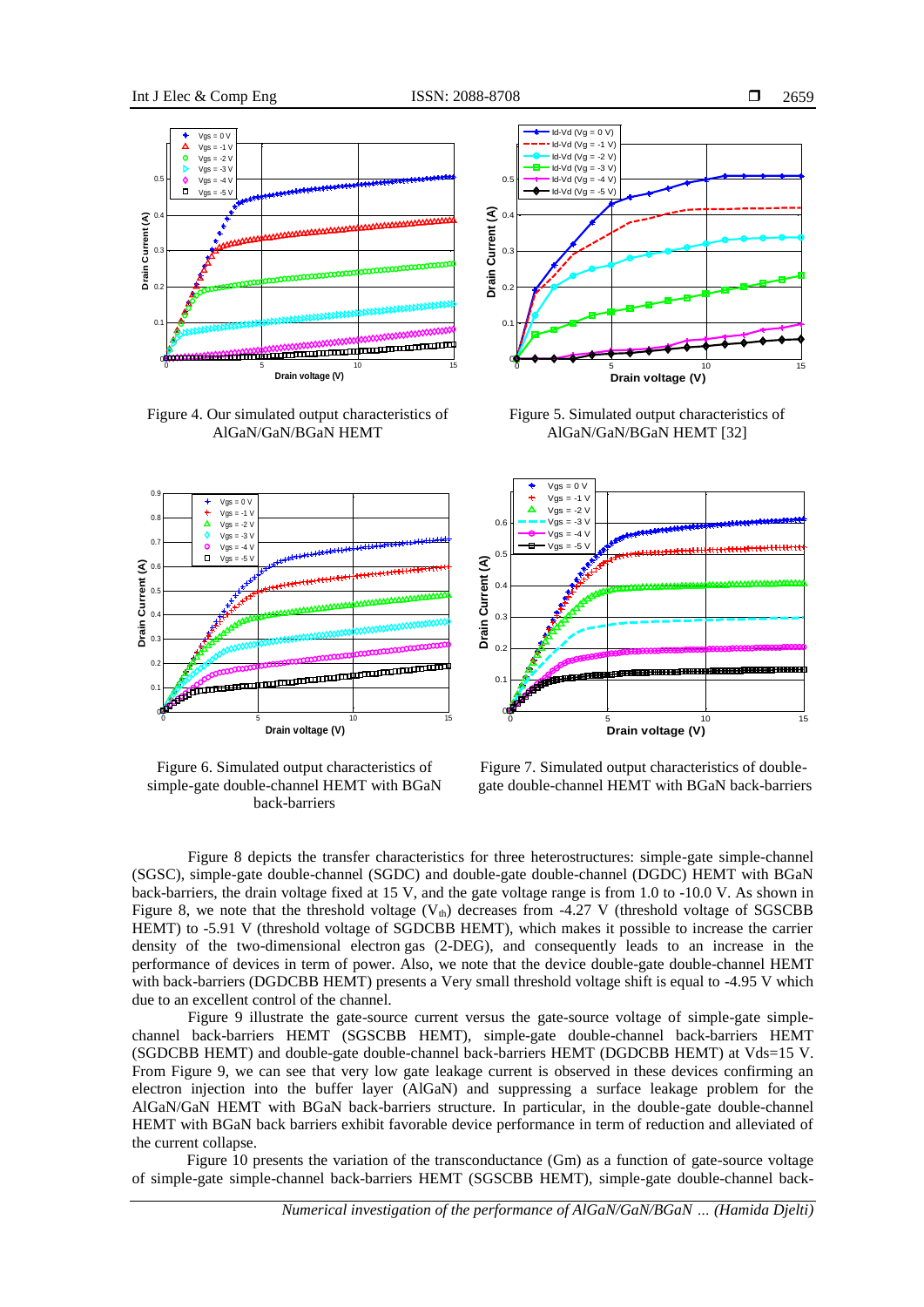Figure 4. Our simulated output characteristics of AlGaN/GaN/BGaN HEMT

Figure 5. Simulated output characteristics of AlGaN/GaN/BGaN HEMT [32]

Figure 6. Simulated output characteristics of simple-gate double-channel HEMT with BGaN back-barriers

Figure 7. Simulated output characteristics of double-gate double-channel HEMT with BGaN back-barriers

Figure 8 depicts the transfer characteristics for three heterostructures: simple-gate simple-channel (SGSC), simple-gate double-channel (SGDC) and double-gate double-channel (DGDC) HEMT with BGaN back-barriers, the drain voltage fixed at 15 V, and the gate voltage range is from 1.0 to -10.0 V. As shown in Figure 8, we note that the threshold voltage ($V_{th}$) decreases from -4.27 V (threshold voltage of SGSCBB HEMT) to -5.91 V (threshold voltage of SGDCBB HEMT), which makes it possible to increase the carrier density of the two-dimensional electron gas (2-DEG), and consequently leads to an increase in the performance of devices in term of power. Also, we note that the device double-gate double-channel HEMT with back-barriers (DGDCBB HEMT) presents a Very small threshold voltage shift is equal to -4.95 V which due to an excellent control of the channel.

Figure 9 illustrate the gate-source current versus the gate-source voltage of simple-gate simple-channel back-barriers HEMT (SGSCBB HEMT), simple-gate double-channel back-barriers HEMT (SGDCBB HEMT) and double-gate double-channel back-barriers HEMT (DGDCBB HEMT) at Vds=15 V. From Figure 9, we can see that very low gate leakage current is observed in these devices confirming an electron injection into the buffer layer (AlGaN) and suppressing a surface leakage problem for the AlGaN/GaN HEMT with BGaN back-barriers structure. In particular, in the double-gate double-channel HEMT with BGaN back barriers exhibit favorable device performance in term of reduction and alleviated of the current collapse.

Figure 10 presents the variation of the transconductance (Gm) as a function of gate-source voltage of simple-gate simple-channel back-barriers HEMT (SGSCBB HEMT), simple-gate double-channel back-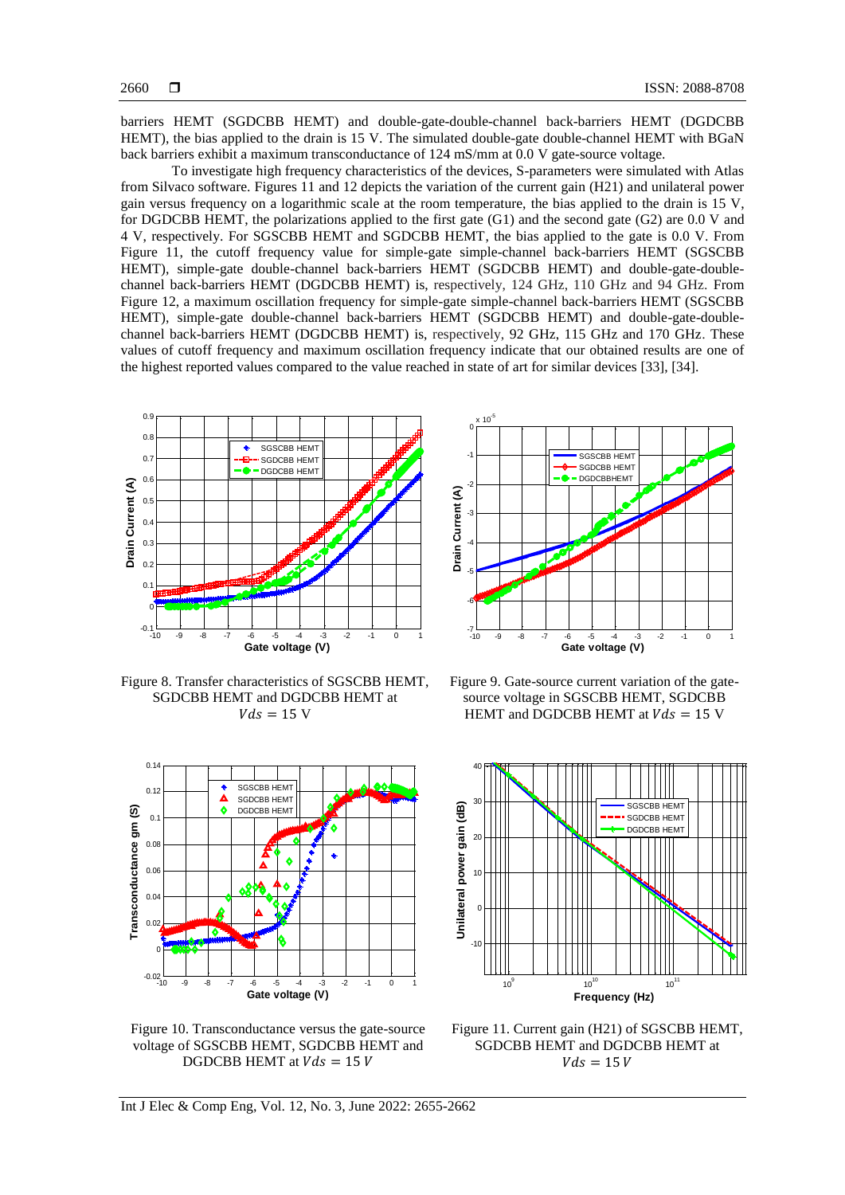barriers HEMT (SGDCBB HEMT) and double-gate-double-channel back-barriers HEMT (DGDCBB HEMT), the bias applied to the drain is 15 V. The simulated double-gate double-channel HEMT with BGaN back barriers exhibit a maximum transconductance of 124 mS/mm at 0.0 V gate-source voltage.

To investigate high frequency characteristics of the devices, S-parameters were simulated with Atlas from Silvaco software. Figures 11 and 12 depicts the variation of the current gain (H21) and unilateral power gain versus frequency on a logarithmic scale at the room temperature, the bias applied to the drain is 15 V, for DGDCBB HEMT, the polarizations applied to the first gate (G1) and the second gate (G2) are 0.0 V and 4 V, respectively. For SGSCBB HEMT and SGDCBB HEMT, the bias applied to the gate is 0.0 V. From Figure 11, the cutoff frequency value for simple-gate simple-channel back-barriers HEMT (SGSCBB HEMT), simple-gate double-channel back-barriers HEMT (SGDCBB HEMT) and double-gate-double-channel back-barriers HEMT (DGDCBB HEMT) is, respectively, 124 GHz, 110 GHz and 94 GHz. From Figure 12, a maximum oscillation frequency for simple-gate simple-channel back-barriers HEMT (SGSCBB HEMT), simple-gate double-channel back-barriers HEMT (SGDCBB HEMT) and double-gate-double-channel back-barriers HEMT (DGDCBB HEMT) is, respectively, 92 GHz, 115 GHz and 170 GHz. These values of cutoff frequency and maximum oscillation frequency indicate that our obtained results are one of the highest reported values compared to the value reached in state of art for similar devices [33], [34].

Figure 8. Transfer characteristics of SGSCBB HEMT, SGDCBB HEMT and DGDCBB HEMT at $Vds = 15$ V

Figure 9. Gate-source current variation of the gate-source voltage in SGSCBB HEMT, SGDCBB HEMT and DGDCBB HEMT at $Vds = 15$ V

Figure 10. Transconductance versus the gate-source voltage of SGSCBB HEMT, SGDCBB HEMT and DGDCBB HEMT at $Vds = 15\,V$

Figure 11. Current gain (H21) of SGSCBB HEMT, SGDCBB HEMT and DGDCBB HEMT at $Vds = 15\,V$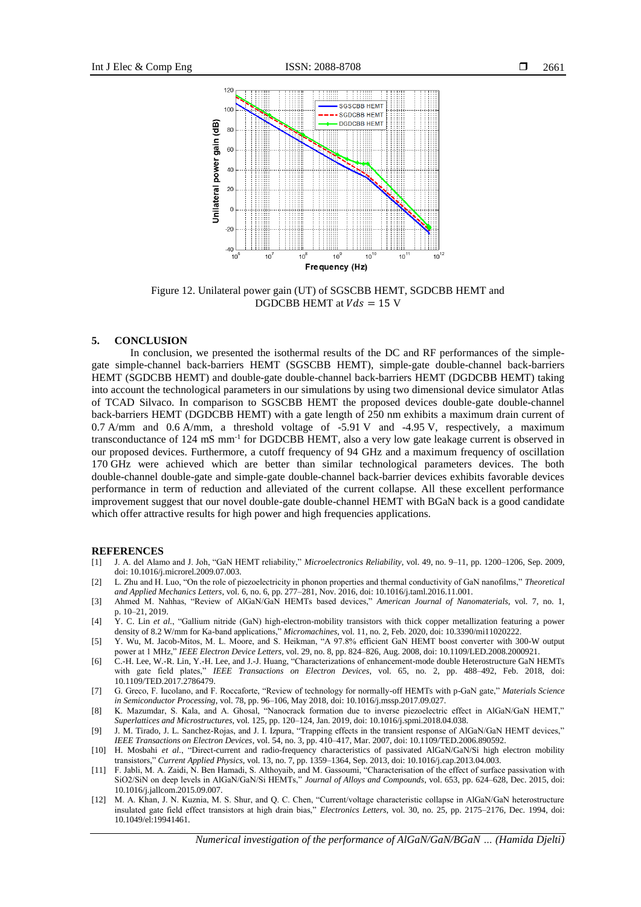Figure 12. Unilateral power gain (UT) of SGSCBB HEMT, SGDCBB HEMT and DGDCBB HEMT at $Vds = 15$ V

## 5. CONCLUSION

In conclusion, we presented the isothermal results of the DC and RF performances of the simple-gate simple-channel back-barriers HEMT (SGSCBB HEMT), simple-gate double-channel back-barriers HEMT (SGDCBB HEMT) and double-gate double-channel back-barriers HEMT (DGDCBB HEMT) taking into account the technological parameters in our simulations by using two dimensional device simulator Atlas of TCAD Silvaco. In comparison to SGSCBB HEMT the proposed devices double-gate double-channel back-barriers HEMT (DGDCBB HEMT) with a gate length of 250 nm exhibits a maximum drain current of 0.7 A/mm and 0.6 A/mm, a threshold voltage of -5.91 V and -4.95 V, respectively, a maximum transconductance of 124 mS mm$^{-1}$ for DGDCBB HEMT, also a very low gate leakage current is observed in our proposed devices. Furthermore, a cutoff frequency of 94 GHz and a maximum frequency of oscillation 170 GHz were achieved which are better than similar technological parameters devices. The both double-channel double-gate and simple-gate double-channel back-barrier devices exhibits favorable devices performance in term of reduction and alleviated of the current collapse. All these excellent performance improvement suggest that our novel double-gate double-channel HEMT with BGaN back is a good candidate which offer attractive results for high power and high frequencies applications.

## REFERENCES

[1] J. A. del Alamo and J. Joh, "GaN HEMT reliability," *Microelectronics Reliability*, vol. 49, no. 9–11, pp. 1200–1206, Sep. 2009, doi: 10.1016/j.microrel.2009.07.003.

[2] L. Zhu and H. Luo, "On the role of piezoelectricity in phonon properties and thermal conductivity of GaN nanofilms," *Theoretical and Applied Mechanics Letters*, vol. 6, no. 6, pp. 277–281, Nov. 2016, doi: 10.1016/j.taml.2016.11.001.

[3] Ahmed M. Nahhas, "Review of AlGaN/GaN HEMTs based devices," *American Journal of Nanomaterials*, vol. 7, no. 1, p. 10–21, 2019.

[4] Y. C. Lin *et al.*, "Gallium nitride (GaN) high-electron-mobility transistors with thick copper metallization featuring a power density of 8.2 W/mm for Ka-band applications," *Micromachines*, vol. 11, no. 2, Feb. 2020, doi: 10.3390/mi11020222.

[5] Y. Wu, M. Jacob-Mitos, M. L. Moore, and S. Heikman, "A 97.8% efficient GaN HEMT boost converter with 300-W output power at 1 MHz," *IEEE Electron Device Letters*, vol. 29, no. 8, pp. 824–826, Aug. 2008, doi: 10.1109/LED.2008.2000921.

[6] C.-H. Lee, W.-R. Lin, Y.-H. Lee, and J.-J. Huang, "Characterizations of enhancement-mode double Heterostructure GaN HEMTs with gate field plates," *IEEE Transactions on Electron Devices*, vol. 65, no. 2, pp. 488–492, Feb. 2018, doi: 10.1109/TED.2017.2786479.

[7] G. Greco, F. Iucolano, and F. Roccaforte, "Review of technology for normally-off HEMTs with p-GaN gate," *Materials Science in Semiconductor Processing*, vol. 78, pp. 96–106, May 2018, doi: 10.1016/j.mssp.2017.09.027.

[8] K. Mazumdar, S. Kala, and A. Ghosal, "Nanocrack formation due to inverse piezoelectric effect in AlGaN/GaN HEMT," *Superlattices and Microstructures*, vol. 125, pp. 120–124, Jan. 2019, doi: 10.1016/j.spmi.2018.04.038.

[9] J. M. Tirado, J. L. Sanchez-Rojas, and J. I. Izpura, "Trapping effects in the transient response of AlGaN/GaN HEMT devices," *IEEE Transactions on Electron Devices*, vol. 54, no. 3, pp. 410–417, Mar. 2007, doi: 10.1109/TED.2006.890592.

[10] H. Mosbahi *et al.*, "Direct-current and radio-frequency characteristics of passivated AlGaN/GaN/Si high electron mobility transistors," *Current Applied Physics*, vol. 13, no. 7, pp. 1359–1364, Sep. 2013, doi: 10.1016/j.cap.2013.04.003.

[11] F. Jabli, M. A. Zaidi, N. Ben Hamadi, S. Althoyaib, and M. Gassoumi, "Characterisation of the effect of surface passivation with SiO2/SiN on deep levels in AlGaN/GaN/Si HEMTs," *Journal of Alloys and Compounds*, vol. 653, pp. 624–628, Dec. 2015, doi: 10.1016/j.jallcom.2015.09.007.

[12] M. A. Khan, J. N. Kuznia, M. S. Shur, and Q. C. Chen, "Current/voltage characteristic collapse in AlGaN/GaN heterostructure insulated gate field effect transistors at high drain bias," *Electronics Letters*, vol. 30, no. 25, pp. 2175–2176, Dec. 1994, doi: 10.1049/el:19941461.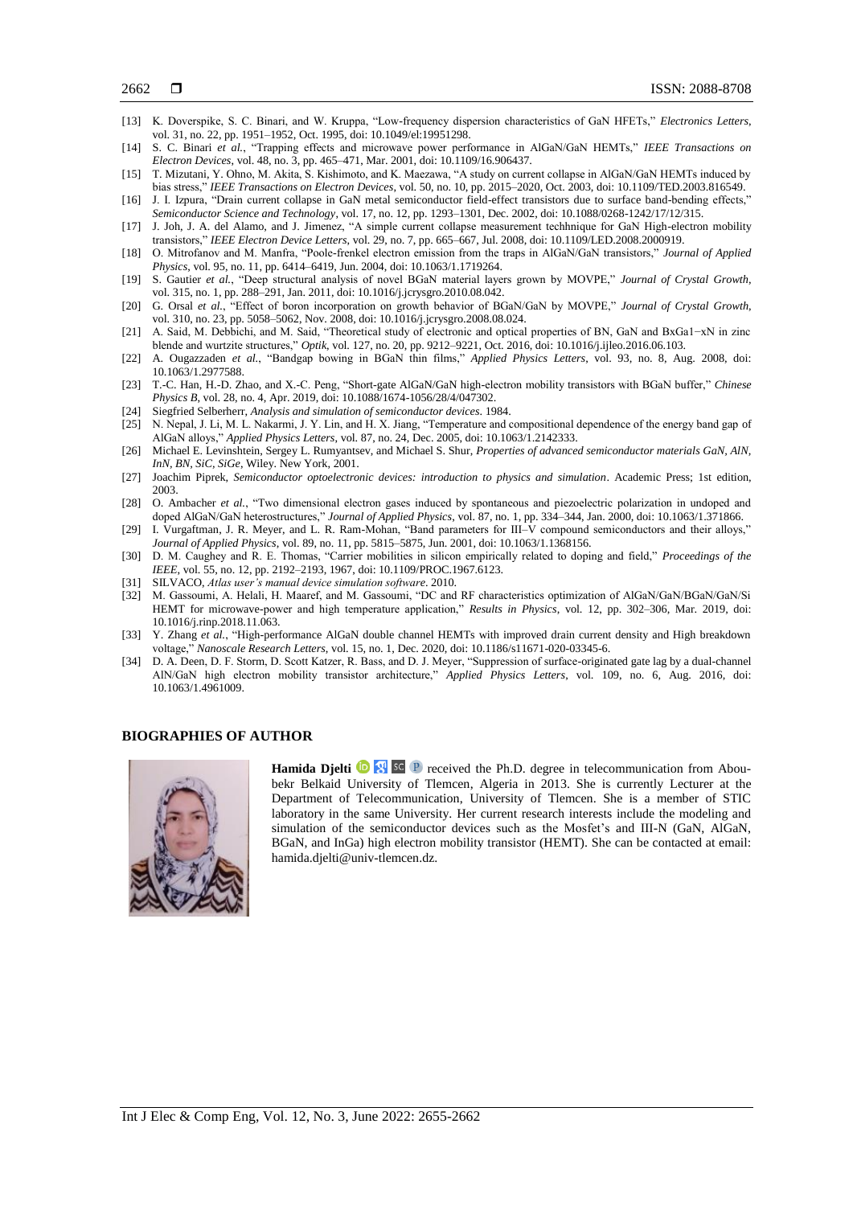[13] K. Doverspike, S. C. Binari, and W. Kruppa, "Low-frequency dispersion characteristics of GaN HFETs," *Electronics Letters*, vol. 31, no. 22, pp. 1951–1952, Oct. 1995, doi: 10.1049/el:19951298.

[14] S. C. Binari *et al.*, "Trapping effects and microwave power performance in AlGaN/GaN HEMTs," *IEEE Transactions on Electron Devices*, vol. 48, no. 3, pp. 465–471, Mar. 2001, doi: 10.1109/16.906437.

[15] T. Mizutani, Y. Ohno, M. Akita, S. Kishimoto, and K. Maezawa, "A study on current collapse in AlGaN/GaN HEMTs induced by bias stress," *IEEE Transactions on Electron Devices*, vol. 50, no. 10, pp. 2015–2020, Oct. 2003, doi: 10.1109/TED.2003.816549.

[16] J. I. Izpura, "Drain current collapse in GaN metal semiconductor field-effect transistors due to surface band-bending effects," *Semiconductor Science and Technology*, vol. 17, no. 12, pp. 1293–1301, Dec. 2002, doi: 10.1088/0268-1242/17/12/315.

[17] J. Joh, J. A. del Alamo, and J. Jimenez, "A simple current collapse measurement techhnique for GaN High-electron mobility transistors," *IEEE Electron Device Letters*, vol. 29, no. 7, pp. 665–667, Jul. 2008, doi: 10.1109/LED.2008.2000919.

[18] O. Mitrofanov and M. Manfra, "Poole-frenkel electron emission from the traps in AlGaN/GaN transistors," *Journal of Applied Physics*, vol. 95, no. 11, pp. 6414–6419, Jun. 2004, doi: 10.1063/1.1719264.

[19] S. Gautier *et al.*, "Deep structural analysis of novel BGaN material layers grown by MOVPE," *Journal of Crystal Growth*, vol. 315, no. 1, pp. 288–291, Jan. 2011, doi: 10.1016/j.jcrysgro.2010.08.042.

[20] G. Orsal *et al.*, "Effect of boron incorporation on growth behavior of BGaN/GaN by MOVPE," *Journal of Crystal Growth*, vol. 310, no. 23, pp. 5058–5062, Nov. 2008, doi: 10.1016/j.jcrysgro.2008.08.024.

[21] A. Said, M. Debbichi, and M. Said, "Theoretical study of electronic and optical properties of BN, GaN and BxGa1−xN in zinc blende and wurtzite structures," *Optik*, vol. 127, no. 20, pp. 9212–9221, Oct. 2016, doi: 10.1016/j.ijleo.2016.06.103.

[22] A. Ougazzaden *et al.*, "Bandgap bowing in BGaN thin films," *Applied Physics Letters*, vol. 93, no. 8, Aug. 2008, doi: 10.1063/1.2977588.

[23] T.-C. Han, H.-D. Zhao, and X.-C. Peng, "Short-gate AlGaN/GaN high-electron mobility transistors with BGaN buffer," *Chinese Physics B*, vol. 28, no. 4, Apr. 2019, doi: 10.1088/1674-1056/28/4/047302.

[24] Siegfried Selberherr, *Analysis and simulation of semiconductor devices*. 1984.

[25] N. Nepal, J. Li, M. L. Nakarmi, J. Y. Lin, and H. X. Jiang, "Temperature and compositional dependence of the energy band gap of AlGaN alloys," *Applied Physics Letters*, vol. 87, no. 24, Dec. 2005, doi: 10.1063/1.2142333.

[26] Michael E. Levinshtein, Sergey L. Rumyantsev, and Michael S. Shur, *Properties of advanced semiconductor materials GaN, AlN, InN, BN, SiC, SiGe*, Wiley. New York, 2001.

[27] Joachim Piprek, *Semiconductor optoelectronic devices: introduction to physics and simulation*. Academic Press; 1st edition, 2003.

[28] O. Ambacher *et al.*, "Two dimensional electron gases induced by spontaneous and piezoelectric polarization in undoped and doped AlGaN/GaN heterostructures," *Journal of Applied Physics*, vol. 87, no. 1, pp. 334–344, Jan. 2000, doi: 10.1063/1.371866.

[29] I. Vurgaftman, J. R. Meyer, and L. R. Ram-Mohan, "Band parameters for III–V compound semiconductors and their alloys," *Journal of Applied Physics*, vol. 89, no. 11, pp. 5815–5875, Jun. 2001, doi: 10.1063/1.1368156.

[30] D. M. Caughey and R. E. Thomas, "Carrier mobilities in silicon empirically related to doping and field," *Proceedings of the IEEE*, vol. 55, no. 12, pp. 2192–2193, 1967, doi: 10.1109/PROC.1967.6123.

[31] SILVACO, *Atlas user's manual device simulation software*. 2010.

[32] M. Gassoumi, A. Helali, H. Maaref, and M. Gassoumi, "DC and RF characteristics optimization of AlGaN/GaN/BGaN/GaN/Si HEMT for microwave-power and high temperature application," *Results in Physics*, vol. 12, pp. 302–306, Mar. 2019, doi: 10.1016/j.rinp.2018.11.063.

[33] Y. Zhang *et al.*, "High-performance AlGaN double channel HEMTs with improved drain current density and High breakdown voltage," *Nanoscale Research Letters*, vol. 15, no. 1, Dec. 2020, doi: 10.1186/s11671-020-03345-6.

[34] D. A. Deen, D. F. Storm, D. Scott Katzer, R. Bass, and D. J. Meyer, "Suppression of surface-originated gate lag by a dual-channel AlN/GaN high electron mobility transistor architecture," *Applied Physics Letters*, vol. 109, no. 6, Aug. 2016, doi: 10.1063/1.4961009.

## BIOGRAPHIES OF AUTHOR

**Hamida Djelti** received the Ph.D. degree in telecommunication from Aboubekr Belkaid University of Tlemcen, Algeria in 2013. She is currently Lecturer at the Department of Telecommunication, University of Tlemcen. She is a member of STIC laboratory in the same University. Her current research interests include the modeling and simulation of the semiconductor devices such as the Mosfet's and III-N (GaN, AlGaN, BGaN, and InGa) high electron mobility transistor (HEMT). She can be contacted at email: hamida.djelti@univ-tlemcen.dz.